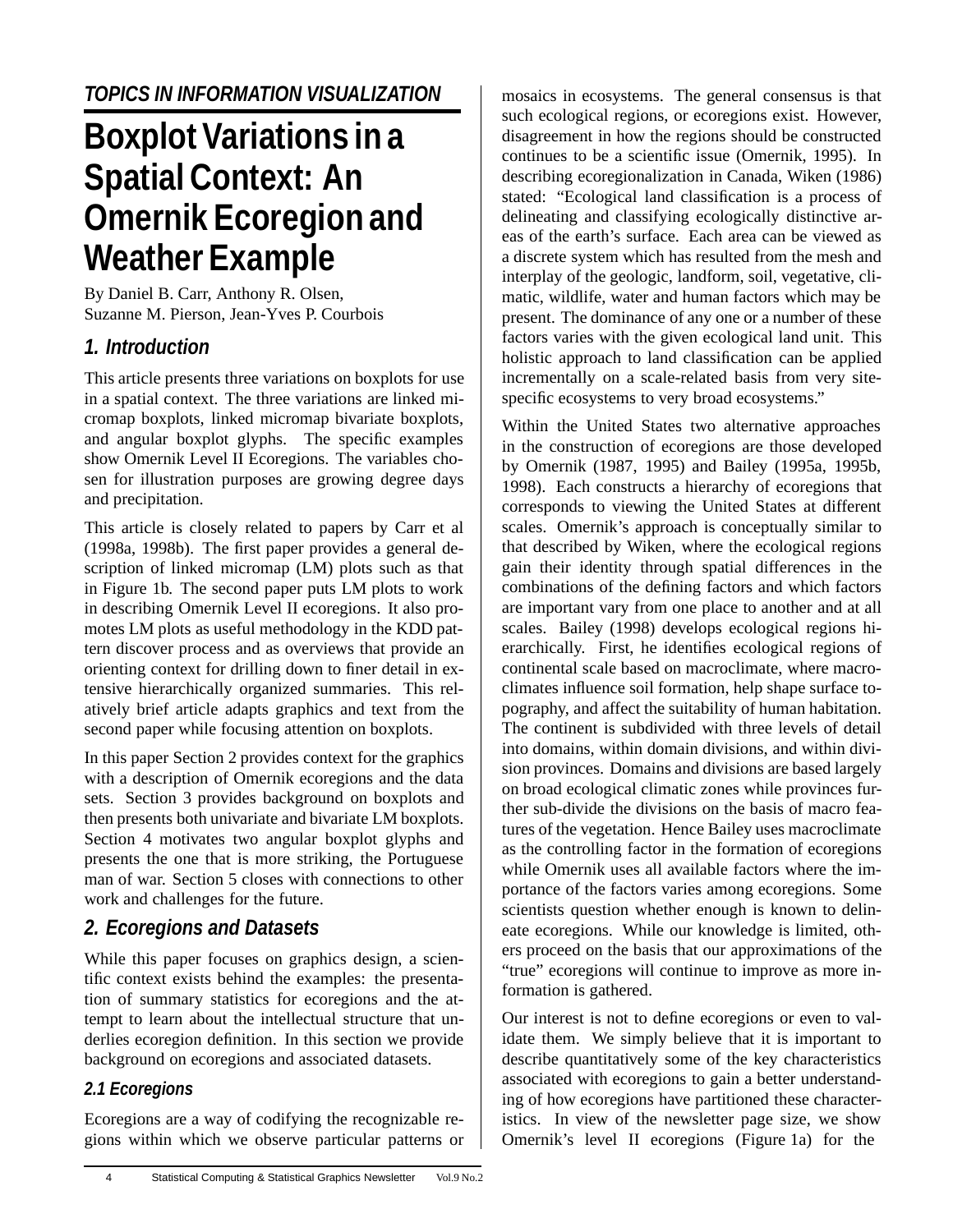*TOPICS IN INFORMATION VISUALIZATION*

# Boxplot Variations in a Spatial Context: An Omernik Ecoregion and Weather Example

By Daniel B. Carr, Anthony R. Olsen, Suzanne M. Pierson, Jean-Yves P. Courbois

## 1. Introduction

This article presents three variations on boxplots for use in a spatial context. The three variations are linked micromap boxplots, linked micromap bivariate boxplots, and angular boxplot glyphs. The specific examples show Omernik Level II Ecoregions. The variables chosen for illustration purposes are growing degree days and precipitation.

This article is closely related to papers by Carr et al (1998a, 1998b). The first paper provides a general description of linked micromap (LM) plots such as that in Figure 1b. The second paper puts LM plots to work in describing Omernik Level II ecoregions. It also promotes LM plots as useful methodology in the KDD pattern discover process and as overviews that provide an orienting context for drilling down to finer detail in extensive hierarchically organized summaries. This relatively brief article adapts graphics and text from the second paper while focusing attention on boxplots.

In this paper Section 2 provides context for the graphics with a description of Omernik ecoregions and the data sets. Section 3 provides background on boxplots and then presents both univariate and bivariate LM boxplots. Section 4 motivates two angular boxplot glyphs and presents the one that is more striking, the Portuguese man of war. Section 5 closes with connections to other work and challenges for the future.

## 2. Ecoregions and Datasets

While this paper focuses on graphics design, a scientific context exists behind the examples: the presentation of summary statistics for ecoregions and the attempt to learn about the intellectual structure that underlies ecoregion definition. In this section we provide background on ecoregions and associated datasets.

### 2.1 Ecoregions

Ecoregions are a way of codifying the recognizable regions within which we observe particular patterns or mosaics in ecosystems. The general consensus is that such ecological regions, or ecoregions exist. However, disagreement in how the regions should be constructed continues to be a scientific issue (Omernik, 1995). In describing ecoregionalization in Canada, Wiken (1986) stated: “Ecological land classification is a process of delineating and classifying ecologically distinctive areas of the earth’s surface. Each area can be viewed as a discrete system which has resulted from the mesh and interplay of the geologic, landform, soil, vegetative, climatic, wildlife, water and human factors which may be present. The dominance of any one or a number of these factors varies with the given ecological land unit. This holistic approach to land classification can be applied incrementally on a scale-related basis from very site-specific ecosystems to very broad ecosystems.”

Within the United States two alternative approaches in the construction of ecoregions are those developed by Omernik (1987, 1995) and Bailey (1995a, 1995b, 1998). Each constructs a hierarchy of ecoregions that corresponds to viewing the United States at different scales. Omernik’s approach is conceptually similar to that described by Wiken, where the ecological regions gain their identity through spatial differences in the combinations of the defining factors and which factors are important vary from one place to another and at all scales. Bailey (1998) develops ecological regions hierarchically. First, he identifies ecological regions of continental scale based on macroclimate, where macroclimates influence soil formation, help shape surface topography, and affect the suitability of human habitation. The continent is subdivided with three levels of detail into domains, within domain divisions, and within division provinces. Domains and divisions are based largely on broad ecological climatic zones while provinces further sub-divide the divisions on the basis of macro features of the vegetation. Hence Bailey uses macroclimate as the controlling factor in the formation of ecoregions while Omernik uses all available factors where the importance of the factors varies among ecoregions. Some scientists question whether enough is known to delineate ecoregions. While our knowledge is limited, others proceed on the basis that our approximations of the “true” ecoregions will continue to improve as more information is gathered.

Our interest is not to define ecoregions or even to validate them. We simply believe that it is important to describe quantitatively some of the key characteristics associated with ecoregions to gain a better understanding of how ecoregions have partitioned these characteristics. In view of the newsletter page size, we show Omernik’s level II ecoregions (Figure 1a) for the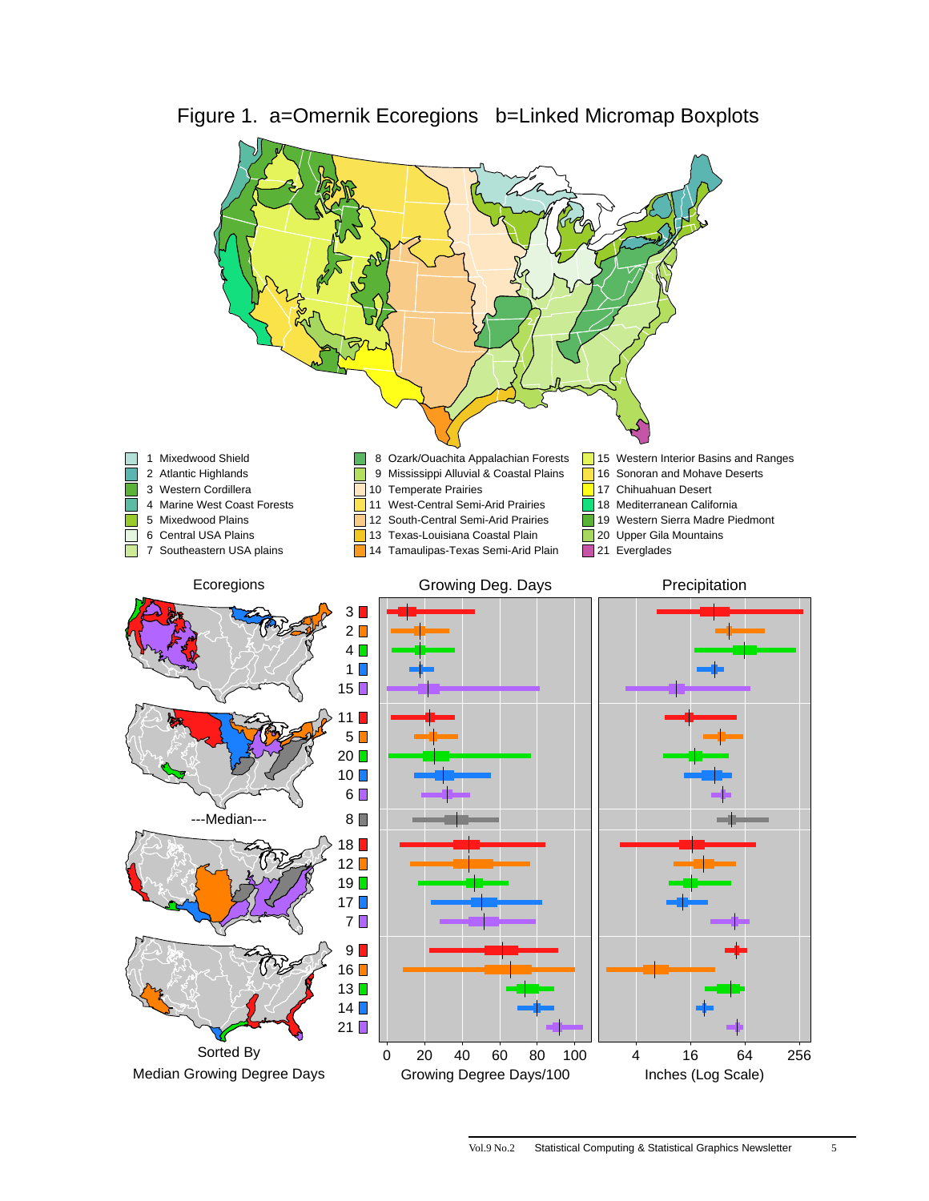Figure 1. a=Omernik Ecoregions b=Linked Micromap Boxplots

| | | |
|---|---|---|
| 1 Mixedwood Shield | 8 Ozark/Ouachita Appalachian Forests | 15 Western Interior Basins and Ranges |
| 2 Atlantic Highlands | 9 Mississippi Alluvial & Coastal Plains | 16 Sonoran and Mohave Deserts |
| 3 Western Cordillera | 10 Temperate Prairies | 17 Chihuahuan Desert |
| 4 Marine West Coast Forests | 11 West-Central Semi-Arid Prairies | 18 Mediterranean California |
| 5 Mixedwood Plains | 12 South-Central Semi-Arid Prairies | 19 Western Sierra Madre Piedmont |
| 6 Central USA Plains | 13 Texas-Louisiana Coastal Plain | 20 Upper Gila Mountains |
| 7 Southeastern USA plains | 14 Tamaulipas-Texas Semi-Arid Plain | 21 Everglades |

Ecoregions | Growing Deg. Days | Precipitation

3, 2, 4, 1, 15

11, 5, 20, 10, 6

---Median--- 8

18, 12, 19, 17, 7

9, 16, 13, 14, 21

Sorted By Median Growing Degree Days

Growing Degree Days/100: 0 20 40 60 80 100

Inches (Log Scale): 4 16 64 256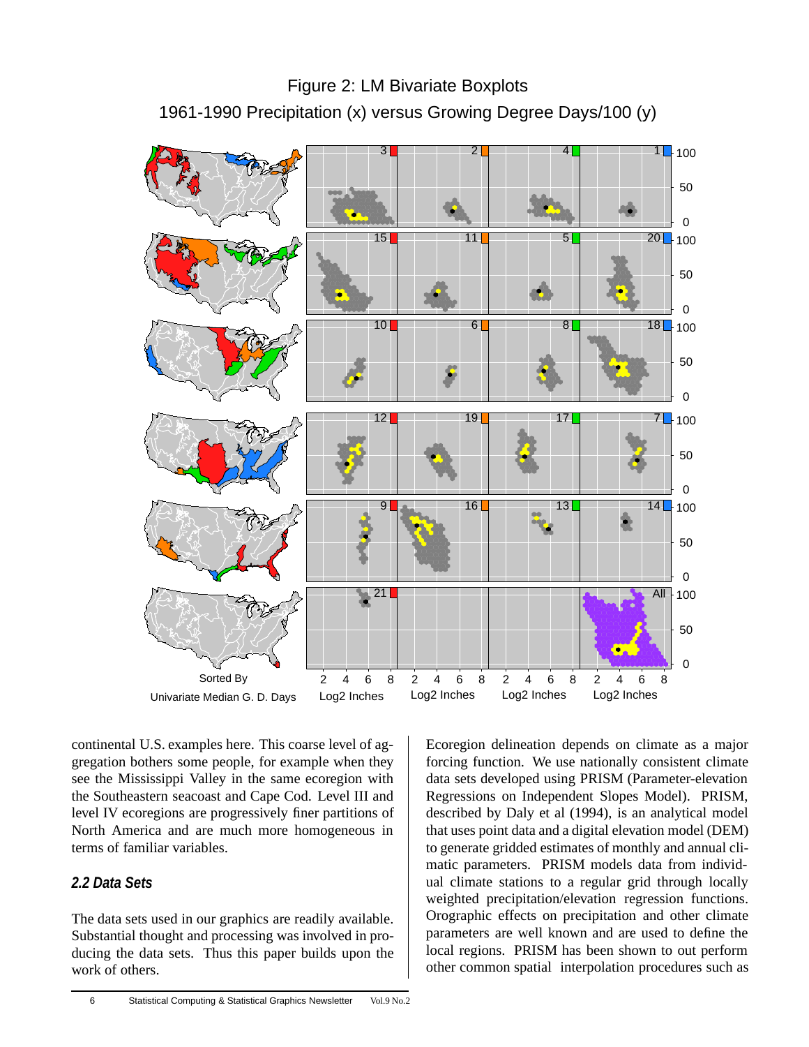Figure 2: LM Bivariate Boxplots

1961-1990 Precipitation (x) versus Growing Degree Days/100 (y)

continental U.S. examples here. This coarse level of aggregation bothers some people, for example when they see the Mississippi Valley in the same ecoregion with the Southeastern seacoast and Cape Cod. Level III and level IV ecoregions are progressively finer partitions of North America and are much more homogeneous in terms of familiar variables.

### 2.2 Data Sets

The data sets used in our graphics are readily available. Substantial thought and processing was involved in producing the data sets. Thus this paper builds upon the work of others.

Ecoregion delineation depends on climate as a major forcing function. We use nationally consistent climate data sets developed using PRISM (Parameter-elevation Regressions on Independent Slopes Model). PRISM, described by Daly et al (1994), is an analytical model that uses point data and a digital elevation model (DEM) to generate gridded estimates of monthly and annual climatic parameters. PRISM models data from individual climate stations to a regular grid through locally weighted precipitation/elevation regression functions. Orographic effects on precipitation and other climate parameters are well known and are used to define the local regions. PRISM has been shown to out perform other common spatial interpolation procedures such as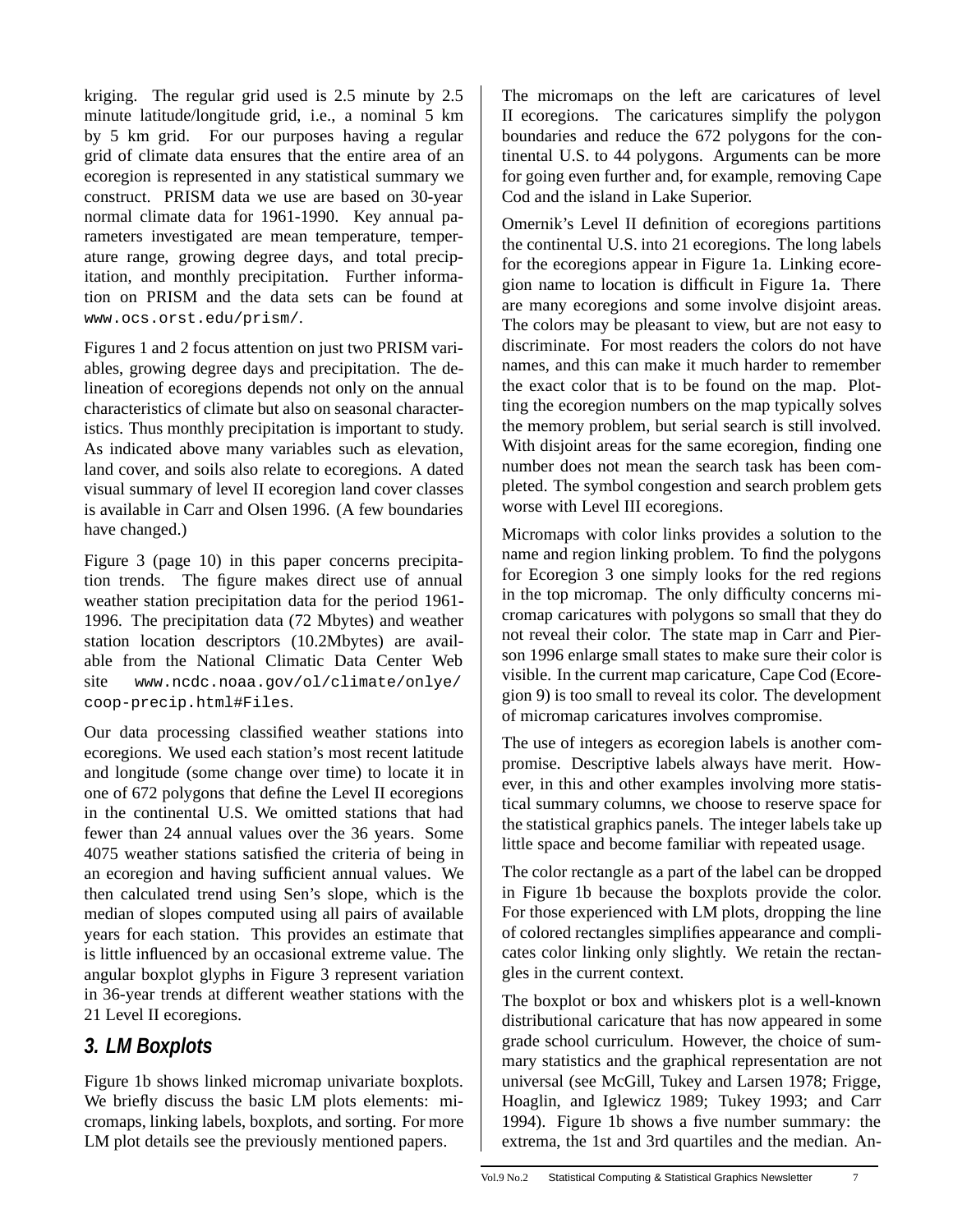kriging. The regular grid used is 2.5 minute by 2.5 minute latitude/longitude grid, i.e., a nominal 5 km by 5 km grid. For our purposes having a regular grid of climate data ensures that the entire area of an ecoregion is represented in any statistical summary we construct. PRISM data we use are based on 30-year normal climate data for 1961-1990. Key annual parameters investigated are mean temperature, temperature range, growing degree days, and total precipitation, and monthly precipitation. Further information on PRISM and the data sets can be found at `www.ocs.orst.edu/prism/`.

Figures 1 and 2 focus attention on just two PRISM variables, growing degree days and precipitation. The delineation of ecoregions depends not only on the annual characteristics of climate but also on seasonal characteristics. Thus monthly precipitation is important to study. As indicated above many variables such as elevation, land cover, and soils also relate to ecoregions. A dated visual summary of level II ecoregion land cover classes is available in Carr and Olsen 1996. (A few boundaries have changed.)

Figure 3 (page 10) in this paper concerns precipitation trends. The figure makes direct use of annual weather station precipitation data for the period 1961-1996. The precipitation data (72 Mbytes) and weather station location descriptors (10.2Mbytes) are available from the National Climatic Data Center Web site `www.ncdc.noaa.gov/ol/climate/onlye/coop-precip.html#Files`.

Our data processing classified weather stations into ecoregions. We used each station's most recent latitude and longitude (some change over time) to locate it in one of 672 polygons that define the Level II ecoregions in the continental U.S. We omitted stations that had fewer than 24 annual values over the 36 years. Some 4075 weather stations satisfied the criteria of being in an ecoregion and having sufficient annual values. We then calculated trend using Sen's slope, which is the median of slopes computed using all pairs of available years for each station. This provides an estimate that is little influenced by an occasional extreme value. The angular boxplot glyphs in Figure 3 represent variation in 36-year trends at different weather stations with the 21 Level II ecoregions.

## 3. LM Boxplots

Figure 1b shows linked micromap univariate boxplots. We briefly discuss the basic LM plots elements: micromaps, linking labels, boxplots, and sorting. For more LM plot details see the previously mentioned papers.

The micromaps on the left are caricatures of level II ecoregions. The caricatures simplify the polygon boundaries and reduce the 672 polygons for the continental U.S. to 44 polygons. Arguments can be more for going even further and, for example, removing Cape Cod and the island in Lake Superior.

Omernik's Level II definition of ecoregions partitions the continental U.S. into 21 ecoregions. The long labels for the ecoregions appear in Figure 1a. Linking ecoregion name to location is difficult in Figure 1a. There are many ecoregions and some involve disjoint areas. The colors may be pleasant to view, but are not easy to discriminate. For most readers the colors do not have names, and this can make it much harder to remember the exact color that is to be found on the map. Plotting the ecoregion numbers on the map typically solves the memory problem, but serial search is still involved. With disjoint areas for the same ecoregion, finding one number does not mean the search task has been completed. The symbol congestion and search problem gets worse with Level III ecoregions.

Micromaps with color links provides a solution to the name and region linking problem. To find the polygons for Ecoregion 3 one simply looks for the red regions in the top micromap. The only difficulty concerns micromap caricatures with polygons so small that they do not reveal their color. The state map in Carr and Pierson 1996 enlarge small states to make sure their color is visible. In the current map caricature, Cape Cod (Ecoregion 9) is too small to reveal its color. The development of micromap caricatures involves compromise.

The use of integers as ecoregion labels is another compromise. Descriptive labels always have merit. However, in this and other examples involving more statistical summary columns, we choose to reserve space for the statistical graphics panels. The integer labels take up little space and become familiar with repeated usage.

The color rectangle as a part of the label can be dropped in Figure 1b because the boxplots provide the color. For those experienced with LM plots, dropping the line of colored rectangles simplifies appearance and complicates color linking only slightly. We retain the rectangles in the current context.

The boxplot or box and whiskers plot is a well-known distributional caricature that has now appeared in some grade school curriculum. However, the choice of summary statistics and the graphical representation are not universal (see McGill, Tukey and Larsen 1978; Frigge, Hoaglin, and Iglewicz 1989; Tukey 1993; and Carr 1994). Figure 1b shows a five number summary: the extrema, the 1st and 3rd quartiles and the median. An-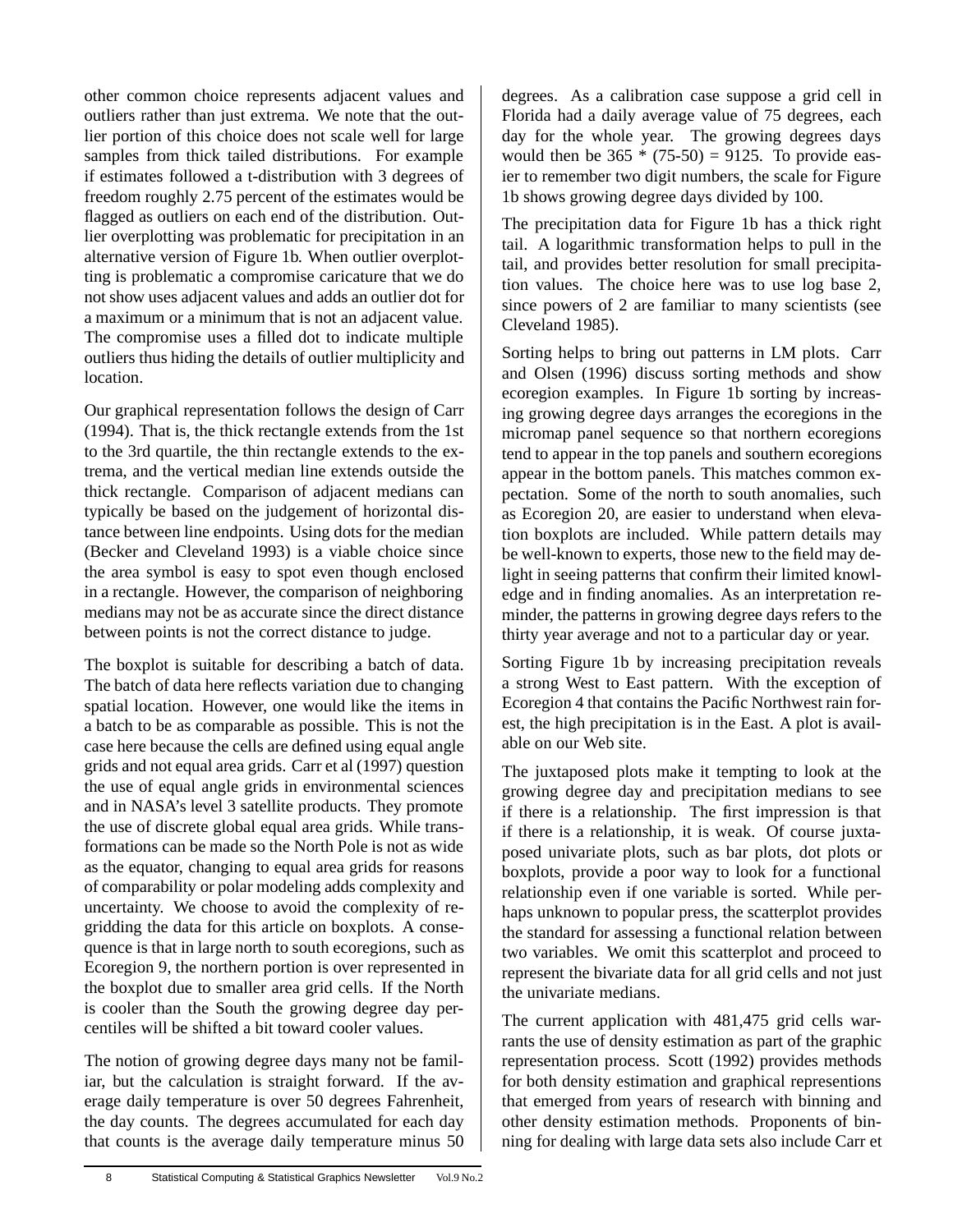other common choice represents adjacent values and outliers rather than just extrema. We note that the outlier portion of this choice does not scale well for large samples from thick tailed distributions. For example if estimates followed a t-distribution with 3 degrees of freedom roughly 2.75 percent of the estimates would be flagged as outliers on each end of the distribution. Outlier overplotting was problematic for precipitation in an alternative version of Figure 1b. When outlier overplotting is problematic a compromise caricature that we do not show uses adjacent values and adds an outlier dot for a maximum or a minimum that is not an adjacent value. The compromise uses a filled dot to indicate multiple outliers thus hiding the details of outlier multiplicity and location.

Our graphical representation follows the design of Carr (1994). That is, the thick rectangle extends from the 1st to the 3rd quartile, the thin rectangle extends to the extrema, and the vertical median line extends outside the thick rectangle. Comparison of adjacent medians can typically be based on the judgement of horizontal distance between line endpoints. Using dots for the median (Becker and Cleveland 1993) is a viable choice since the area symbol is easy to spot even though enclosed in a rectangle. However, the comparison of neighboring medians may not be as accurate since the direct distance between points is not the correct distance to judge.

The boxplot is suitable for describing a batch of data. The batch of data here reflects variation due to changing spatial location. However, one would like the items in a batch to be as comparable as possible. This is not the case here because the cells are defined using equal angle grids and not equal area grids. Carr et al (1997) question the use of equal angle grids in environmental sciences and in NASA's level 3 satellite products. They promote the use of discrete global equal area grids. While transformations can be made so the North Pole is not as wide as the equator, changing to equal area grids for reasons of comparability or polar modeling adds complexity and uncertainty. We choose to avoid the complexity of regridding the data for this article on boxplots. A consequence is that in large north to south ecoregions, such as Ecoregion 9, the northern portion is over represented in the boxplot due to smaller area grid cells. If the North is cooler than the South the growing degree day percentiles will be shifted a bit toward cooler values.

The notion of growing degree days many not be familiar, but the calculation is straight forward. If the average daily temperature is over 50 degrees Fahrenheit, the day counts. The degrees accumulated for each day that counts is the average daily temperature minus 50 degrees. As a calibration case suppose a grid cell in Florida had a daily average value of 75 degrees, each day for the whole year. The growing degrees days would then be 365 * (75-50) = 9125. To provide easier to remember two digit numbers, the scale for Figure 1b shows growing degree days divided by 100.

The precipitation data for Figure 1b has a thick right tail. A logarithmic transformation helps to pull in the tail, and provides better resolution for small precipitation values. The choice here was to use log base 2, since powers of 2 are familiar to many scientists (see Cleveland 1985).

Sorting helps to bring out patterns in LM plots. Carr and Olsen (1996) discuss sorting methods and show ecoregion examples. In Figure 1b sorting by increasing growing degree days arranges the ecoregions in the micromap panel sequence so that northern ecoregions tend to appear in the top panels and southern ecoregions appear in the bottom panels. This matches common expectation. Some of the north to south anomalies, such as Ecoregion 20, are easier to understand when elevation boxplots are included. While pattern details may be well-known to experts, those new to the field may delight in seeing patterns that confirm their limited knowledge and in finding anomalies. As an interpretation reminder, the patterns in growing degree days refers to the thirty year average and not to a particular day or year.

Sorting Figure 1b by increasing precipitation reveals a strong West to East pattern. With the exception of Ecoregion 4 that contains the Pacific Northwest rain forest, the high precipitation is in the East. A plot is available on our Web site.

The juxtaposed plots make it tempting to look at the growing degree day and precipitation medians to see if there is a relationship. The first impression is that if there is a relationship, it is weak. Of course juxtaposed univariate plots, such as bar plots, dot plots or boxplots, provide a poor way to look for a functional relationship even if one variable is sorted. While perhaps unknown to popular press, the scatterplot provides the standard for assessing a functional relation between two variables. We omit this scatterplot and proceed to represent the bivariate data for all grid cells and not just the univariate medians.

The current application with 481,475 grid cells warrants the use of density estimation as part of the graphic representation process. Scott (1992) provides methods for both density estimation and graphical representions that emerged from years of research with binning and other density estimation methods. Proponents of binning for dealing with large data sets also include Carr et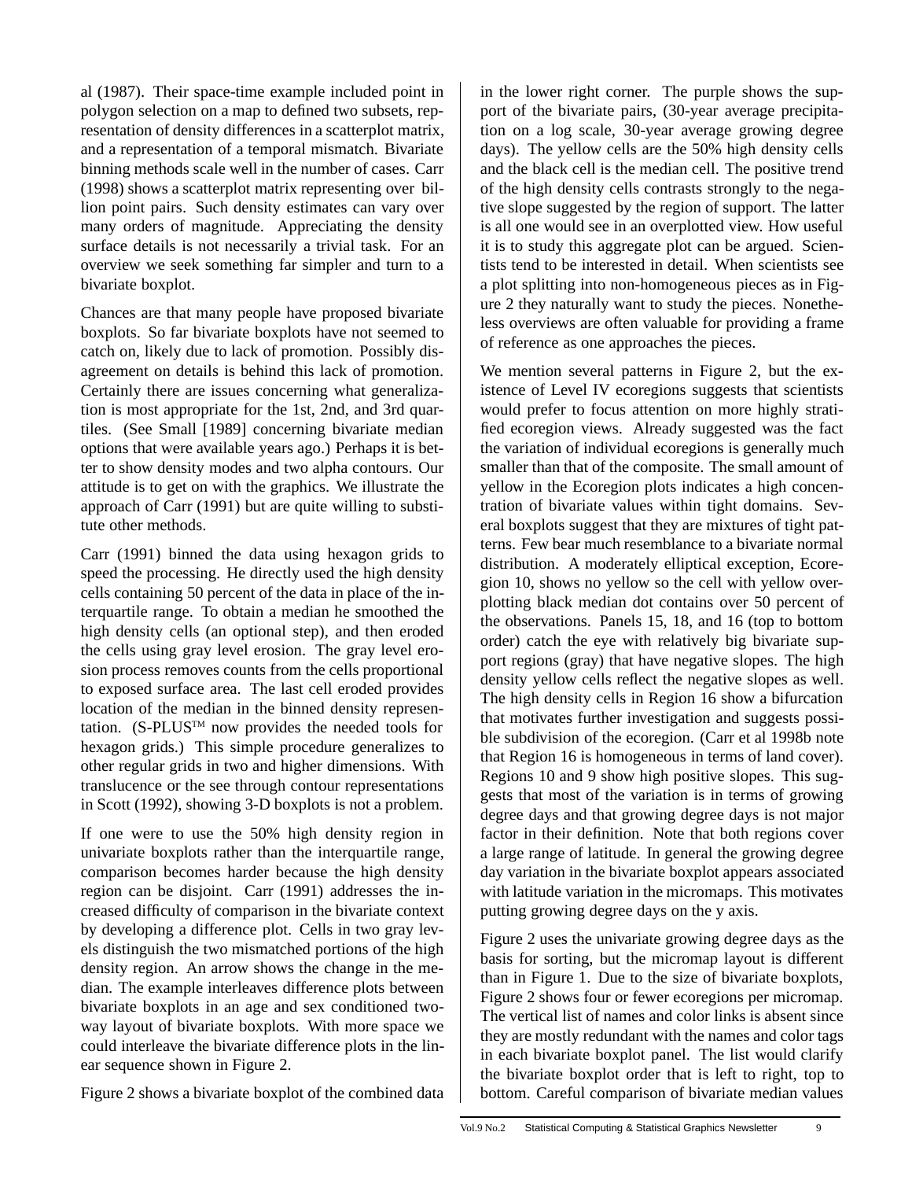al (1987). Their space-time example included point in polygon selection on a map to defined two subsets, representation of density differences in a scatterplot matrix, and a representation of a temporal mismatch. Bivariate binning methods scale well in the number of cases. Carr (1998) shows a scatterplot matrix representing over billion point pairs. Such density estimates can vary over many orders of magnitude. Appreciating the density surface details is not necessarily a trivial task. For an overview we seek something far simpler and turn to a bivariate boxplot.

Chances are that many people have proposed bivariate boxplots. So far bivariate boxplots have not seemed to catch on, likely due to lack of promotion. Possibly disagreement on details is behind this lack of promotion. Certainly there are issues concerning what generalization is most appropriate for the 1st, 2nd, and 3rd quartiles. (See Small [1989] concerning bivariate median options that were available years ago.) Perhaps it is better to show density modes and two alpha contours. Our attitude is to get on with the graphics. We illustrate the approach of Carr (1991) but are quite willing to substitute other methods.

Carr (1991) binned the data using hexagon grids to speed the processing. He directly used the high density cells containing 50 percent of the data in place of the interquartile range. To obtain a median he smoothed the high density cells (an optional step), and then eroded the cells using gray level erosion. The gray level erosion process removes counts from the cells proportional to exposed surface area. The last cell eroded provides location of the median in the binned density representation. (S-PLUS™ now provides the needed tools for hexagon grids.) This simple procedure generalizes to other regular grids in two and higher dimensions. With translucence or the see through contour representations in Scott (1992), showing 3-D boxplots is not a problem.

If one were to use the 50% high density region in univariate boxplots rather than the interquartile range, comparison becomes harder because the high density region can be disjoint. Carr (1991) addresses the increased difficulty of comparison in the bivariate context by developing a difference plot. Cells in two gray levels distinguish the two mismatched portions of the high density region. An arrow shows the change in the median. The example interleaves difference plots between bivariate boxplots in an age and sex conditioned two-way layout of bivariate boxplots. With more space we could interleave the bivariate difference plots in the linear sequence shown in Figure 2.

Figure 2 shows a bivariate boxplot of the combined data in the lower right corner. The purple shows the support of the bivariate pairs, (30-year average precipitation on a log scale, 30-year average growing degree days). The yellow cells are the 50% high density cells and the black cell is the median cell. The positive trend of the high density cells contrasts strongly to the negative slope suggested by the region of support. The latter is all one would see in an overplotted view. How useful it is to study this aggregate plot can be argued. Scientists tend to be interested in detail. When scientists see a plot splitting into non-homogeneous pieces as in Figure 2 they naturally want to study the pieces. Nonetheless overviews are often valuable for providing a frame of reference as one approaches the pieces.

We mention several patterns in Figure 2, but the existence of Level IV ecoregions suggests that scientists would prefer to focus attention on more highly stratified ecoregion views. Already suggested was the fact the variation of individual ecoregions is generally much smaller than that of the composite. The small amount of yellow in the Ecoregion plots indicates a high concentration of bivariate values within tight domains. Several boxplots suggest that they are mixtures of tight patterns. Few bear much resemblance to a bivariate normal distribution. A moderately elliptical exception, Ecoregion 10, shows no yellow so the cell with yellow overplotting black median dot contains over 50 percent of the observations. Panels 15, 18, and 16 (top to bottom order) catch the eye with relatively big bivariate support regions (gray) that have negative slopes. The high density yellow cells reflect the negative slopes as well. The high density cells in Region 16 show a bifurcation that motivates further investigation and suggests possible subdivision of the ecoregion. (Carr et al 1998b note that Region 16 is homogeneous in terms of land cover). Regions 10 and 9 show high positive slopes. This suggests that most of the variation is in terms of growing degree days and that growing degree days is not major factor in their definition. Note that both regions cover a large range of latitude. In general the growing degree day variation in the bivariate boxplot appears associated with latitude variation in the micromaps. This motivates putting growing degree days on the y axis.

Figure 2 uses the univariate growing degree days as the basis for sorting, but the micromap layout is different than in Figure 1. Due to the size of bivariate boxplots, Figure 2 shows four or fewer ecoregions per micromap. The vertical list of names and color links is absent since they are mostly redundant with the names and color tags in each bivariate boxplot panel. The list would clarify the bivariate boxplot order that is left to right, top to bottom. Careful comparison of bivariate median values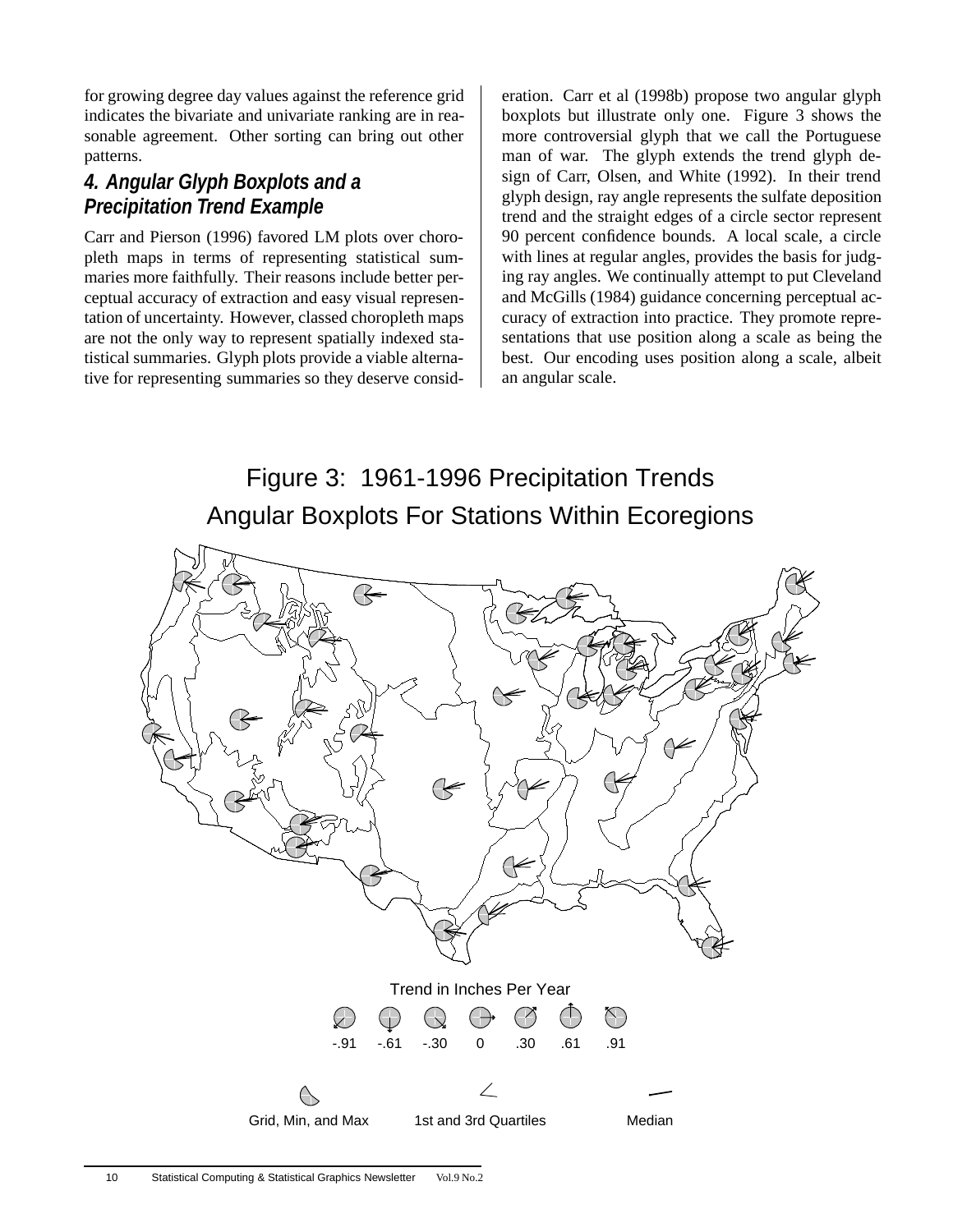for growing degree day values against the reference grid indicates the bivariate and univariate ranking are in reasonable agreement. Other sorting can bring out other patterns.

## 4. Angular Glyph Boxplots and a Precipitation Trend Example

Carr and Pierson (1996) favored LM plots over choropleth maps in terms of representing statistical summaries more faithfully. Their reasons include better perceptual accuracy of extraction and easy visual representation of uncertainty. However, classed choropleth maps are not the only way to represent spatially indexed statistical summaries. Glyph plots provide a viable alternative for representing summaries so they deserve consideration. Carr et al (1998b) propose two angular glyph boxplots but illustrate only one. Figure 3 shows the more controversial glyph that we call the Portuguese man of war. The glyph extends the trend glyph design of Carr, Olsen, and White (1992). In their trend glyph design, ray angle represents the sulfate deposition trend and the straight edges of a circle sector represent 90 percent confidence bounds. A local scale, a circle with lines at regular angles, provides the basis for judging ray angles. We continually attempt to put Cleveland and McGills (1984) guidance concerning perceptual accuracy of extraction into practice. They promote representations that use position along a scale as being the best. Our encoding uses position along a scale, albeit an angular scale.

Figure 3: 1961-1996 Precipitation Trends
Angular Boxplots For Stations Within Ecoregions

Trend in Inches Per Year

-.91 -.61 -.30 0 .30 .61 .91

Grid, Min, and Max | 1st and 3rd Quartiles | Median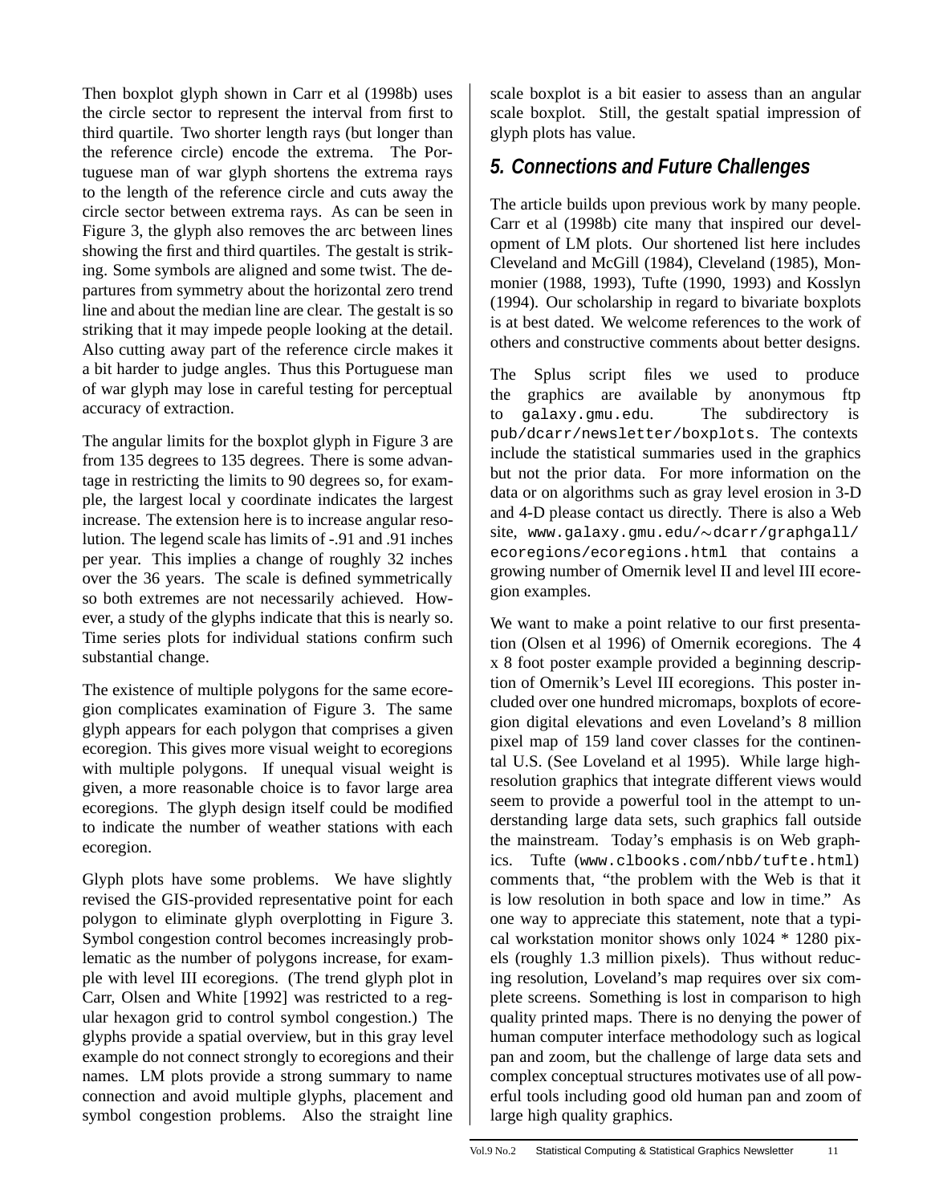Then boxplot glyph shown in Carr et al (1998b) uses the circle sector to represent the interval from first to third quartile. Two shorter length rays (but longer than the reference circle) encode the extrema. The Portuguese man of war glyph shortens the extrema rays to the length of the reference circle and cuts away the circle sector between extrema rays. As can be seen in Figure 3, the glyph also removes the arc between lines showing the first and third quartiles. The gestalt is striking. Some symbols are aligned and some twist. The departures from symmetry about the horizontal zero trend line and about the median line are clear. The gestalt is so striking that it may impede people looking at the detail. Also cutting away part of the reference circle makes it a bit harder to judge angles. Thus this Portuguese man of war glyph may lose in careful testing for perceptual accuracy of extraction.

The angular limits for the boxplot glyph in Figure 3 are from 135 degrees to 135 degrees. There is some advantage in restricting the limits to 90 degrees so, for example, the largest local y coordinate indicates the largest increase. The extension here is to increase angular resolution. The legend scale has limits of -.91 and .91 inches per year. This implies a change of roughly 32 inches over the 36 years. The scale is defined symmetrically so both extremes are not necessarily achieved. However, a study of the glyphs indicate that this is nearly so. Time series plots for individual stations confirm such substantial change.

The existence of multiple polygons for the same ecoregion complicates examination of Figure 3. The same glyph appears for each polygon that comprises a given ecoregion. This gives more visual weight to ecoregions with multiple polygons. If unequal visual weight is given, a more reasonable choice is to favor large area ecoregions. The glyph design itself could be modified to indicate the number of weather stations with each ecoregion.

Glyph plots have some problems. We have slightly revised the GIS-provided representative point for each polygon to eliminate glyph overplotting in Figure 3. Symbol congestion control becomes increasingly problematic as the number of polygons increase, for example with level III ecoregions. (The trend glyph plot in Carr, Olsen and White [1992] was restricted to a regular hexagon grid to control symbol congestion.) The glyphs provide a spatial overview, but in this gray level example do not connect strongly to ecoregions and their names. LM plots provide a strong summary to name connection and avoid multiple glyphs, placement and symbol congestion problems. Also the straight line scale boxplot is a bit easier to assess than an angular scale boxplot. Still, the gestalt spatial impression of glyph plots has value.

## *5. Connections and Future Challenges*

The article builds upon previous work by many people. Carr et al (1998b) cite many that inspired our development of LM plots. Our shortened list here includes Cleveland and McGill (1984), Cleveland (1985), Monmonier (1988, 1993), Tufte (1990, 1993) and Kosslyn (1994). Our scholarship in regard to bivariate boxplots is at best dated. We welcome references to the work of others and constructive comments about better designs.

The Splus script files we used to produce the graphics are available by anonymous ftp to `galaxy.gmu.edu`. The subdirectory is `pub/dcarr/newsletter/boxplots`. The contexts include the statistical summaries used in the graphics but not the prior data. For more information on the data or on algorithms such as gray level erosion in 3-D and 4-D please contact us directly. There is also a Web site, `www.galaxy.gmu.edu/~dcarr/graphgall/ecoregions/ecoregions.html` that contains a growing number of Omernik level II and level III ecoregion examples.

We want to make a point relative to our first presentation (Olsen et al 1996) of Omernik ecoregions. The 4 x 8 foot poster example provided a beginning description of Omernik's Level III ecoregions. This poster included over one hundred micromaps, boxplots of ecoregion digital elevations and even Loveland's 8 million pixel map of 159 land cover classes for the continental U.S. (See Loveland et al 1995). While large high-resolution graphics that integrate different views would seem to provide a powerful tool in the attempt to understanding large data sets, such graphics fall outside the mainstream. Today's emphasis is on Web graphics. Tufte (`www.clbooks.com/nbb/tufte.html`) comments that, "the problem with the Web is that it is low resolution in both space and low in time." As one way to appreciate this statement, note that a typical workstation monitor shows only 1024 * 1280 pixels (roughly 1.3 million pixels). Thus without reducing resolution, Loveland's map requires over six complete screens. Something is lost in comparison to high quality printed maps. There is no denying the power of human computer interface methodology such as logical pan and zoom, but the challenge of large data sets and complex conceptual structures motivates use of all powerful tools including good old human pan and zoom of large high quality graphics.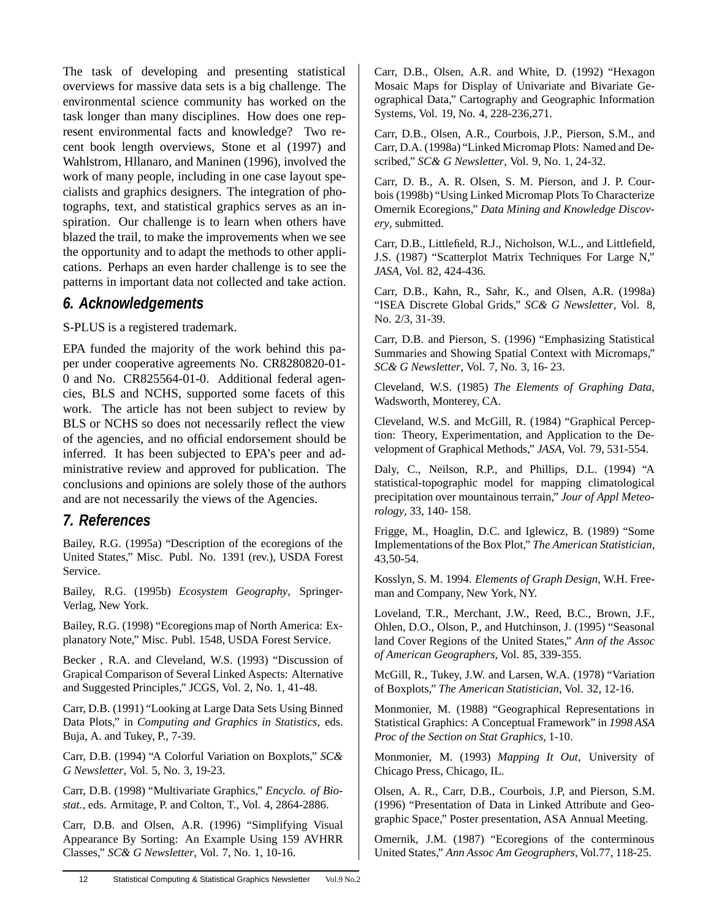The task of developing and presenting statistical overviews for massive data sets is a big challenge. The environmental science community has worked on the task longer than many disciplines. How does one represent environmental facts and knowledge? Two recent book length overviews, Stone et al (1997) and Wahlstrom, Hllanaro, and Maninen (1996), involved the work of many people, including in one case layout specialists and graphics designers. The integration of photographs, text, and statistical graphics serves as an inspiration. Our challenge is to learn when others have blazed the trail, to make the improvements when we see the opportunity and to adapt the methods to other applications. Perhaps an even harder challenge is to see the patterns in important data not collected and take action.

## 6. Acknowledgements

S-PLUS is a registered trademark.

EPA funded the majority of the work behind this paper under cooperative agreements No. CR8280820-01-0 and No. CR825564-01-0. Additional federal agencies, BLS and NCHS, supported some facets of this work. The article has not been subject to review by BLS or NCHS so does not necessarily reflect the view of the agencies, and no official endorsement should be inferred. It has been subjected to EPA's peer and administrative review and approved for publication. The conclusions and opinions are solely those of the authors and are not necessarily the views of the Agencies.

## 7. References

Bailey, R.G. (1995a) "Description of the ecoregions of the United States," Misc. Publ. No. 1391 (rev.), USDA Forest Service.

Bailey, R.G. (1995b) *Ecosystem Geography*, Springer-Verlag, New York.

Bailey, R.G. (1998) "Ecoregions map of North America: Explanatory Note," Misc. Publ. 1548, USDA Forest Service.

Becker , R.A. and Cleveland, W.S. (1993) "Discussion of Grapical Comparison of Several Linked Aspects: Alternative and Suggested Principles," JCGS, Vol. 2, No. 1, 41-48.

Carr, D.B. (1991) "Looking at Large Data Sets Using Binned Data Plots," in *Computing and Graphics in Statistics*, eds. Buja, A. and Tukey, P., 7-39.

Carr, D.B. (1994) "A Colorful Variation on Boxplots," *SC& G Newsletter*, Vol. 5, No. 3, 19-23.

Carr, D.B. (1998) "Multivariate Graphics," *Encyclo. of Biostat.*, eds. Armitage, P. and Colton, T., Vol. 4, 2864-2886.

Carr, D.B. and Olsen, A.R. (1996) "Simplifying Visual Appearance By Sorting: An Example Using 159 AVHRR Classes," *SC& G Newsletter*, Vol. 7, No. 1, 10-16.

Carr, D.B., Olsen, A.R. and White, D. (1992) "Hexagon Mosaic Maps for Display of Univariate and Bivariate Geographical Data," Cartography and Geographic Information Systems, Vol. 19, No. 4, 228-236,271.

Carr, D.B., Olsen, A.R., Courbois, J.P., Pierson, S.M., and Carr, D.A. (1998a) "Linked Micromap Plots: Named and Described," *SC& G Newsletter*, Vol. 9, No. 1, 24-32.

Carr, D. B., A. R. Olsen, S. M. Pierson, and J. P. Courbois (1998b) "Using Linked Micromap Plots To Characterize Omernik Ecoregions," *Data Mining and Knowledge Discovery*, submitted.

Carr, D.B., Littlefield, R.J., Nicholson, W.L., and Littlefield, J.S. (1987) "Scatterplot Matrix Techniques For Large N," *JASA*, Vol. 82, 424-436.

Carr, D.B., Kahn, R., Sahr, K., and Olsen, A.R. (1998a) "ISEA Discrete Global Grids," *SC& G Newsletter*, Vol. 8, No. 2/3, 31-39.

Carr, D.B. and Pierson, S. (1996) "Emphasizing Statistical Summaries and Showing Spatial Context with Micromaps," *SC& G Newsletter*, Vol. 7, No. 3, 16- 23.

Cleveland, W.S. (1985) *The Elements of Graphing Data*, Wadsworth, Monterey, CA.

Cleveland, W.S. and McGill, R. (1984) "Graphical Perception: Theory, Experimentation, and Application to the Development of Graphical Methods," *JASA*, Vol. 79, 531-554.

Daly, C., Neilson, R.P., and Phillips, D.L. (1994) "A statistical-topographic model for mapping climatological precipitation over mountainous terrain," *Jour of Appl Meteorology*, 33, 140- 158.

Frigge, M., Hoaglin, D.C. and Iglewicz, B. (1989) "Some Implementations of the Box Plot," *The American Statistician*, 43,50-54.

Kosslyn, S. M. 1994. *Elements of Graph Design*, W.H. Freeman and Company, New York, NY.

Loveland, T.R., Merchant, J.W., Reed, B.C., Brown, J.F., Ohlen, D.O., Olson, P., and Hutchinson, J. (1995) "Seasonal land Cover Regions of the United States," *Ann of the Assoc of American Geographers*, Vol. 85, 339-355.

McGill, R., Tukey, J.W. and Larsen, W.A. (1978) "Variation of Boxplots," *The American Statistician*, Vol. 32, 12-16.

Monmonier, M. (1988) "Geographical Representations in Statistical Graphics: A Conceptual Framework" in *1998 ASA Proc of the Section on Stat Graphics*, 1-10.

Monmonier, M. (1993) *Mapping It Out*, University of Chicago Press, Chicago, IL.

Olsen, A. R., Carr, D.B., Courbois, J.P, and Pierson, S.M. (1996) "Presentation of Data in Linked Attribute and Geographic Space," Poster presentation, ASA Annual Meeting.

Omernik, J.M. (1987) "Ecoregions of the conterminous United States," *Ann Assoc Am Geographers*, Vol.77, 118-25.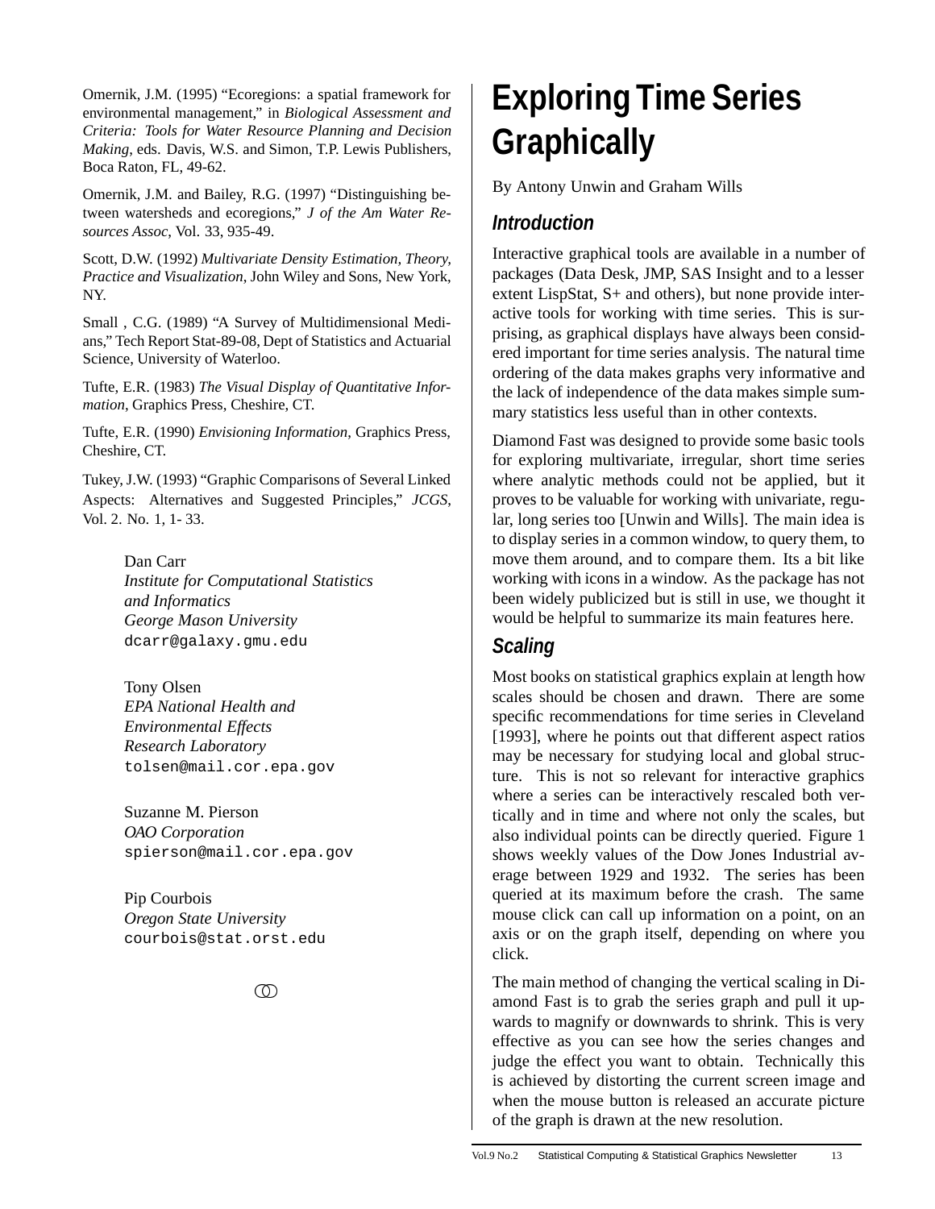Omernik, J.M. (1995) "Ecoregions: a spatial framework for environmental management," in *Biological Assessment and Criteria: Tools for Water Resource Planning and Decision Making*, eds. Davis, W.S. and Simon, T.P. Lewis Publishers, Boca Raton, FL, 49-62.

Omernik, J.M. and Bailey, R.G. (1997) "Distinguishing between watersheds and ecoregions," *J of the Am Water Resources Assoc*, Vol. 33, 935-49.

Scott, D.W. (1992) *Multivariate Density Estimation, Theory, Practice and Visualization*, John Wiley and Sons, New York, NY.

Small , C.G. (1989) "A Survey of Multidimensional Medians," Tech Report Stat-89-08, Dept of Statistics and Actuarial Science, University of Waterloo.

Tufte, E.R. (1983) *The Visual Display of Quantitative Information*, Graphics Press, Cheshire, CT.

Tufte, E.R. (1990) *Envisioning Information*, Graphics Press, Cheshire, CT.

Tukey, J.W. (1993) "Graphic Comparisons of Several Linked Aspects: Alternatives and Suggested Principles," *JCGS*, Vol. 2. No. 1, 1- 33.

Dan Carr
*Institute for Computational Statistics and Informatics*
*George Mason University*
dcarr@galaxy.gmu.edu

Tony Olsen
*EPA National Health and Environmental Effects Research Laboratory*
tolsen@mail.cor.epa.gov

Suzanne M. Pierson
*OAO Corporation*
spierson@mail.cor.epa.gov

Pip Courbois
*Oregon State University*
courbois@stat.orst.edu

# Exploring Time Series Graphically

By Antony Unwin and Graham Wills

## Introduction

Interactive graphical tools are available in a number of packages (Data Desk, JMP, SAS Insight and to a lesser extent LispStat, S+ and others), but none provide interactive tools for working with time series. This is surprising, as graphical displays have always been considered important for time series analysis. The natural time ordering of the data makes graphs very informative and the lack of independence of the data makes simple summary statistics less useful than in other contexts.

Diamond Fast was designed to provide some basic tools for exploring multivariate, irregular, short time series where analytic methods could not be applied, but it proves to be valuable for working with univariate, regular, long series too [Unwin and Wills]. The main idea is to display series in a common window, to query them, to move them around, and to compare them. Its a bit like working with icons in a window. As the package has not been widely publicized but is still in use, we thought it would be helpful to summarize its main features here.

## Scaling

Most books on statistical graphics explain at length how scales should be chosen and drawn. There are some specific recommendations for time series in Cleveland [1993], where he points out that different aspect ratios may be necessary for studying local and global structure. This is not so relevant for interactive graphics where a series can be interactively rescaled both vertically and in time and where not only the scales, but also individual points can be directly queried. Figure 1 shows weekly values of the Dow Jones Industrial average between 1929 and 1932. The series has been queried at its maximum before the crash. The same mouse click can call up information on a point, on an axis or on the graph itself, depending on where you click.

The main method of changing the vertical scaling in Diamond Fast is to grab the series graph and pull it upwards to magnify or downwards to shrink. This is very effective as you can see how the series changes and judge the effect you want to obtain. Technically this is achieved by distorting the current screen image and when the mouse button is released an accurate picture of the graph is drawn at the new resolution.